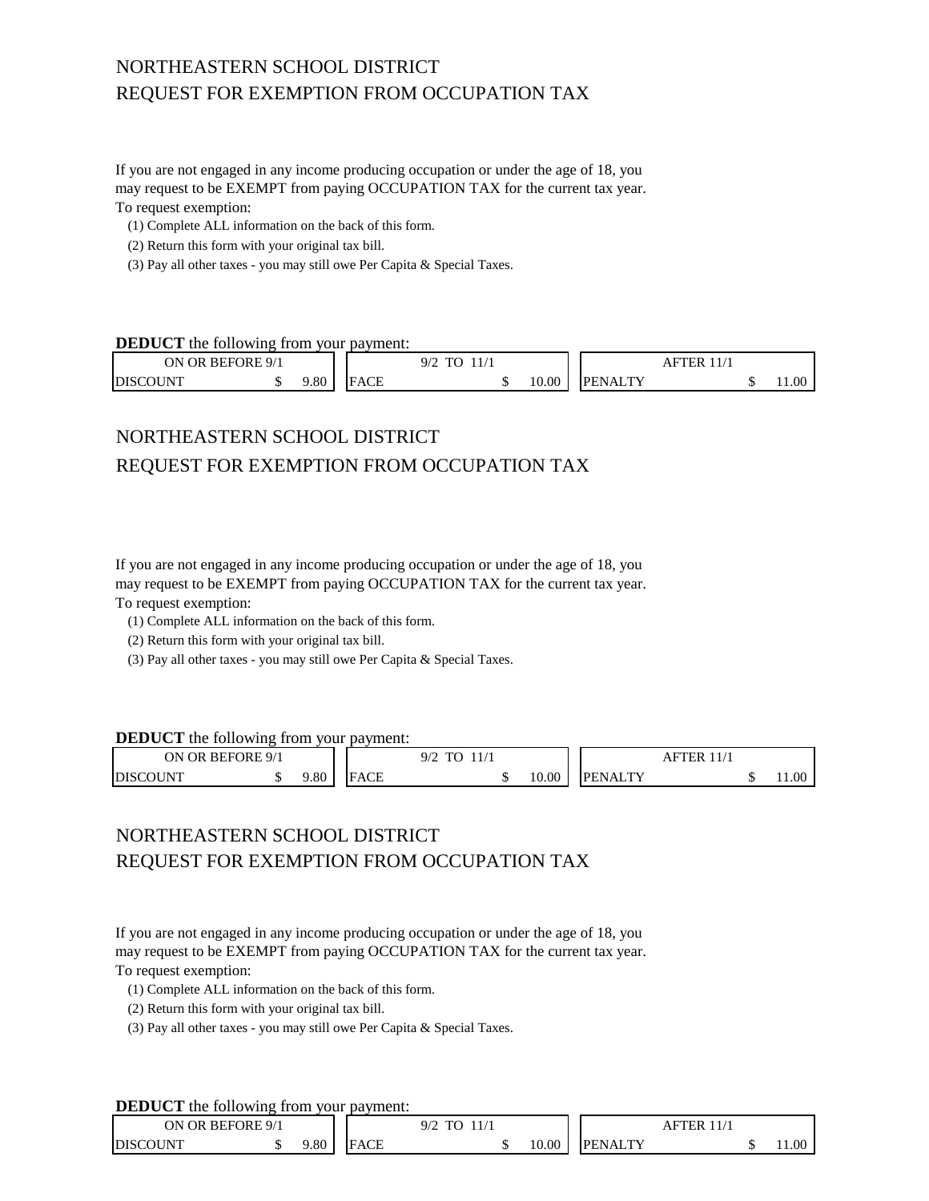NORTHEASTERN SCHOOL DISTRICT
REQUEST FOR EXEMPTION FROM OCCUPATION TAX

If you are not engaged in any income producing occupation or under the age of 18, you may request to be EXEMPT from paying OCCUPATION TAX for the current tax year.
To request exemption:

(1) Complete ALL information on the back of this form.
(2) Return this form with your original tax bill.
(3) Pay all other taxes - you may still owe Per Capita & Special Taxes.

**DEDUCT** the following from your payment:

| ON OR BEFORE 9/1 | | 9/2 TO 11/1 | | AFTER 11/1 | |
|---|---|---|---|---|---|
| DISCOUNT | $ 9.80 | FACE | $ 10.00 | PENALTY | $ 11.00 |

NORTHEASTERN SCHOOL DISTRICT
REQUEST FOR EXEMPTION FROM OCCUPATION TAX

If you are not engaged in any income producing occupation or under the age of 18, you may request to be EXEMPT from paying OCCUPATION TAX for the current tax year.
To request exemption:

(1) Complete ALL information on the back of this form.
(2) Return this form with your original tax bill.
(3) Pay all other taxes - you may still owe Per Capita & Special Taxes.

**DEDUCT** the following from your payment:

| ON OR BEFORE 9/1 | | 9/2 TO 11/1 | | AFTER 11/1 | |
|---|---|---|---|---|---|
| DISCOUNT | $ 9.80 | FACE | $ 10.00 | PENALTY | $ 11.00 |

NORTHEASTERN SCHOOL DISTRICT
REQUEST FOR EXEMPTION FROM OCCUPATION TAX

If you are not engaged in any income producing occupation or under the age of 18, you may request to be EXEMPT from paying OCCUPATION TAX for the current tax year.
To request exemption:

(1) Complete ALL information on the back of this form.
(2) Return this form with your original tax bill.
(3) Pay all other taxes - you may still owe Per Capita & Special Taxes.

**DEDUCT** the following from your payment:

| ON OR BEFORE 9/1 | | 9/2 TO 11/1 | | AFTER 11/1 | |
|---|---|---|---|---|---|
| DISCOUNT | $ 9.80 | FACE | $ 10.00 | PENALTY | $ 11.00 |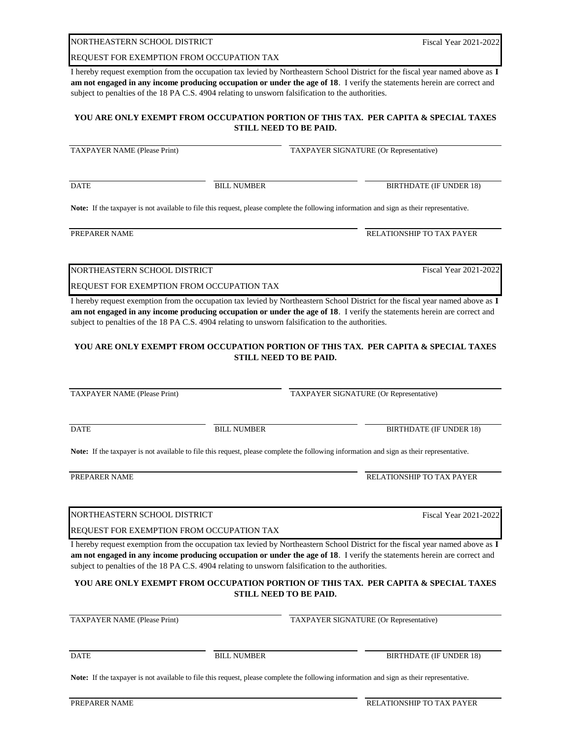NORTHEASTERN SCHOOL DISTRICT Fiscal Year 2021-2022

REQUEST FOR EXEMPTION FROM OCCUPATION TAX

I hereby request exemption from the occupation tax levied by Northeastern School District for the fiscal year named above as **I am not engaged in any income producing occupation or under the age of 18**. I verify the statements herein are correct and subject to penalties of the 18 PA C.S. 4904 relating to unsworn falsification to the authorities.

**YOU ARE ONLY EXEMPT FROM OCCUPATION PORTION OF THIS TAX. PER CAPITA & SPECIAL TAXES STILL NEED TO BE PAID.**

TAXPAYER NAME (Please Print) TAXPAYER SIGNATURE (Or Representative)

DATE BILL NUMBER BIRTHDATE (IF UNDER 18)

**Note:** If the taxpayer is not available to file this request, please complete the following information and sign as their representative.

PREPARER NAME RELATIONSHIP TO TAX PAYER

NORTHEASTERN SCHOOL DISTRICT Fiscal Year 2021-2022

REQUEST FOR EXEMPTION FROM OCCUPATION TAX

I hereby request exemption from the occupation tax levied by Northeastern School District for the fiscal year named above as **I am not engaged in any income producing occupation or under the age of 18**. I verify the statements herein are correct and subject to penalties of the 18 PA C.S. 4904 relating to unsworn falsification to the authorities.

**YOU ARE ONLY EXEMPT FROM OCCUPATION PORTION OF THIS TAX. PER CAPITA & SPECIAL TAXES STILL NEED TO BE PAID.**

TAXPAYER NAME (Please Print) TAXPAYER SIGNATURE (Or Representative)

DATE BILL NUMBER BIRTHDATE (IF UNDER 18)

**Note:** If the taxpayer is not available to file this request, please complete the following information and sign as their representative.

PREPARER NAME RELATIONSHIP TO TAX PAYER

NORTHEASTERN SCHOOL DISTRICT Fiscal Year 2021-2022

REQUEST FOR EXEMPTION FROM OCCUPATION TAX

I hereby request exemption from the occupation tax levied by Northeastern School District for the fiscal year named above as **I am not engaged in any income producing occupation or under the age of 18**. I verify the statements herein are correct and subject to penalties of the 18 PA C.S. 4904 relating to unsworn falsification to the authorities.

**YOU ARE ONLY EXEMPT FROM OCCUPATION PORTION OF THIS TAX. PER CAPITA & SPECIAL TAXES STILL NEED TO BE PAID.**

TAXPAYER NAME (Please Print) TAXPAYER SIGNATURE (Or Representative)

DATE BILL NUMBER BIRTHDATE (IF UNDER 18)

**Note:** If the taxpayer is not available to file this request, please complete the following information and sign as their representative.

PREPARER NAME RELATIONSHIP TO TAX PAYER